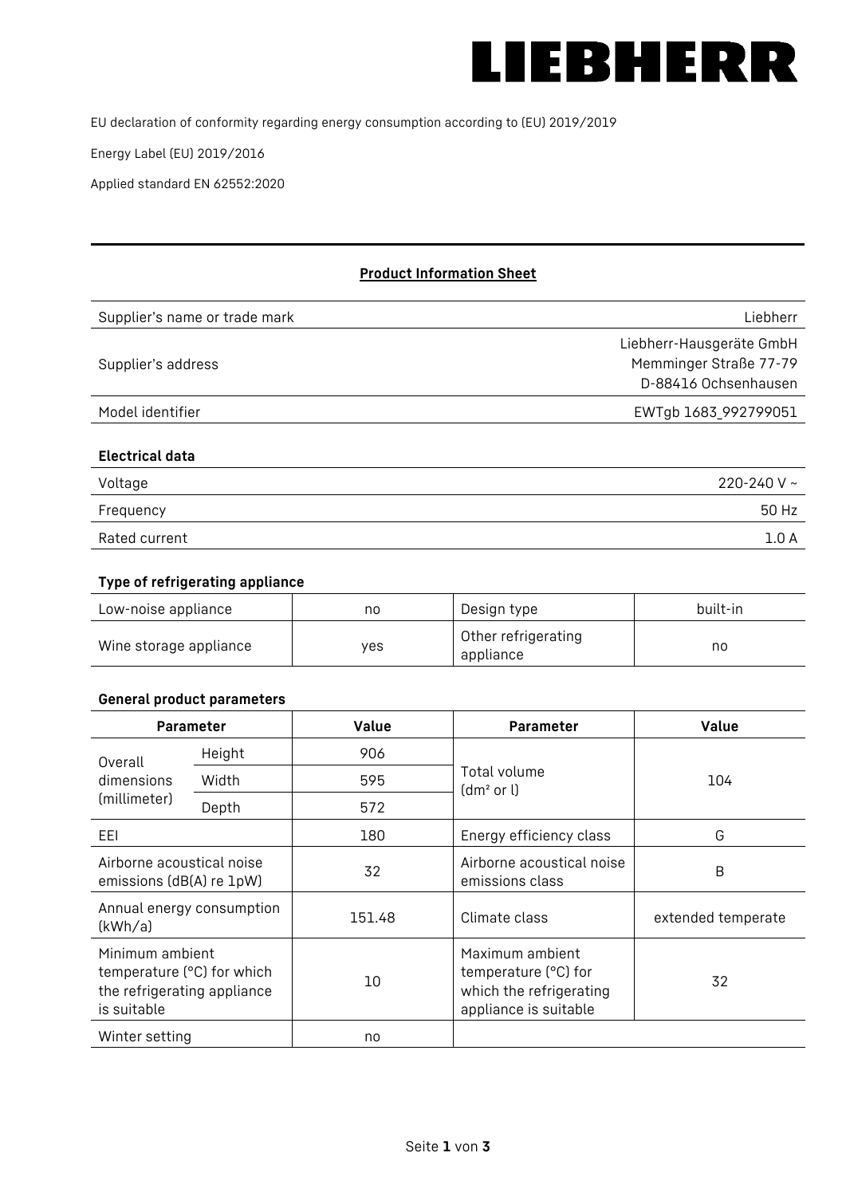# LIEBHERR

EU declaration of conformity regarding energy consumption according to (EU) 2019/2019

Energy Label (EU) 2019/2016

Applied standard EN 62552:2020

---

## Product Information Sheet

| | |
|---|---|
| Supplier's name or trade mark | Liebherr |
| Supplier's address | Liebherr-Hausgeräte GmbH<br>Memminger Straße 77-79<br>D-88416 Ochsenhausen |
| Model identifier | EWTgb 1683_992799051 |

### Electrical data

| | |
|---|---|
| Voltage | 220-240 V ~ |
| Frequency | 50 Hz |
| Rated current | 1.0 A |

### Type of refrigerating appliance

| | | | |
|---|---|---|---|
| Low-noise appliance | no | Design type | built-in |
| Wine storage appliance | yes | Other refrigerating appliance | no |

### General product parameters

| Parameter | | Value | Parameter | Value |
|---|---|---|---|---|
| Overall dimensions (millimeter) | Height | 906 | Total volume (dm² or l) | 104 |
| | Width | 595 | | |
| | Depth | 572 | | |
| EEI | | 180 | Energy efficiency class | G |
| Airborne acoustical noise emissions (dB(A) re 1pW) | | 32 | Airborne acoustical noise emissions class | B |
| Annual energy consumption (kWh/a) | | 151.48 | Climate class | extended temperate |
| Minimum ambient temperature (°C) for which the refrigerating appliance is suitable | | 10 | Maximum ambient temperature (°C) for which the refrigerating appliance is suitable | 32 |
| Winter setting | | no | | |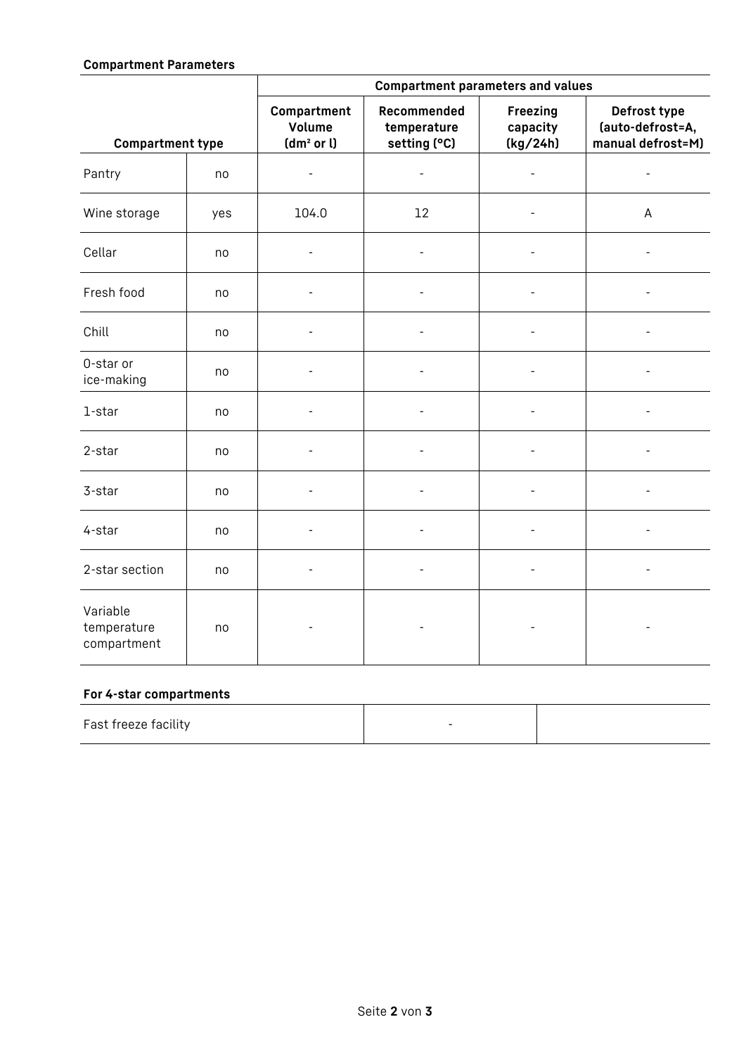**Compartment Parameters**

| Compartment type | | Compartment parameters and values | | | |
|---|---|---|---|---|---|
| | | Compartment Volume (dm² or l) | Recommended temperature setting (°C) | Freezing capacity (kg/24h) | Defrost type (auto-defrost=A, manual defrost=M) |
| Pantry | no | - | - | - | - |
| Wine storage | yes | 104.0 | 12 | - | A |
| Cellar | no | - | - | - | - |
| Fresh food | no | - | - | - | - |
| Chill | no | - | - | - | - |
| 0-star or ice-making | no | - | - | - | - |
| 1-star | no | - | - | - | - |
| 2-star | no | - | - | - | - |
| 3-star | no | - | - | - | - |
| 4-star | no | - | - | - | - |
| 2-star section | no | - | - | - | - |
| Variable temperature compartment | no | - | - | - | - |

**For 4-star compartments**

| Fast freeze facility | - | |
|---|---|---|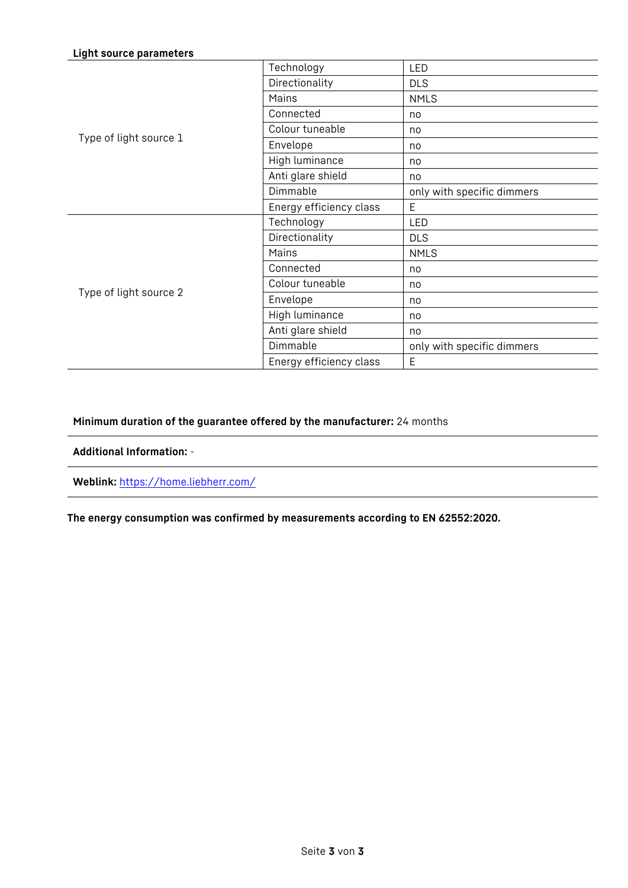**Light source parameters**

| | | |
|---|---|---|
| Type of light source 1 | Technology | LED |
| | Directionality | DLS |
| | Mains | NMLS |
| | Connected | no |
| | Colour tuneable | no |
| | Envelope | no |
| | High luminance | no |
| | Anti glare shield | no |
| | Dimmable | only with specific dimmers |
| | Energy efficiency class | E |
| Type of light source 2 | Technology | LED |
| | Directionality | DLS |
| | Mains | NMLS |
| | Connected | no |
| | Colour tuneable | no |
| | Envelope | no |
| | High luminance | no |
| | Anti glare shield | no |
| | Dimmable | only with specific dimmers |
| | Energy efficiency class | E |

**Minimum duration of the guarantee offered by the manufacturer:** 24 months

**Additional Information:** -

**Weblink:** https://home.liebherr.com/

**The energy consumption was confirmed by measurements according to EN 62552:2020.**